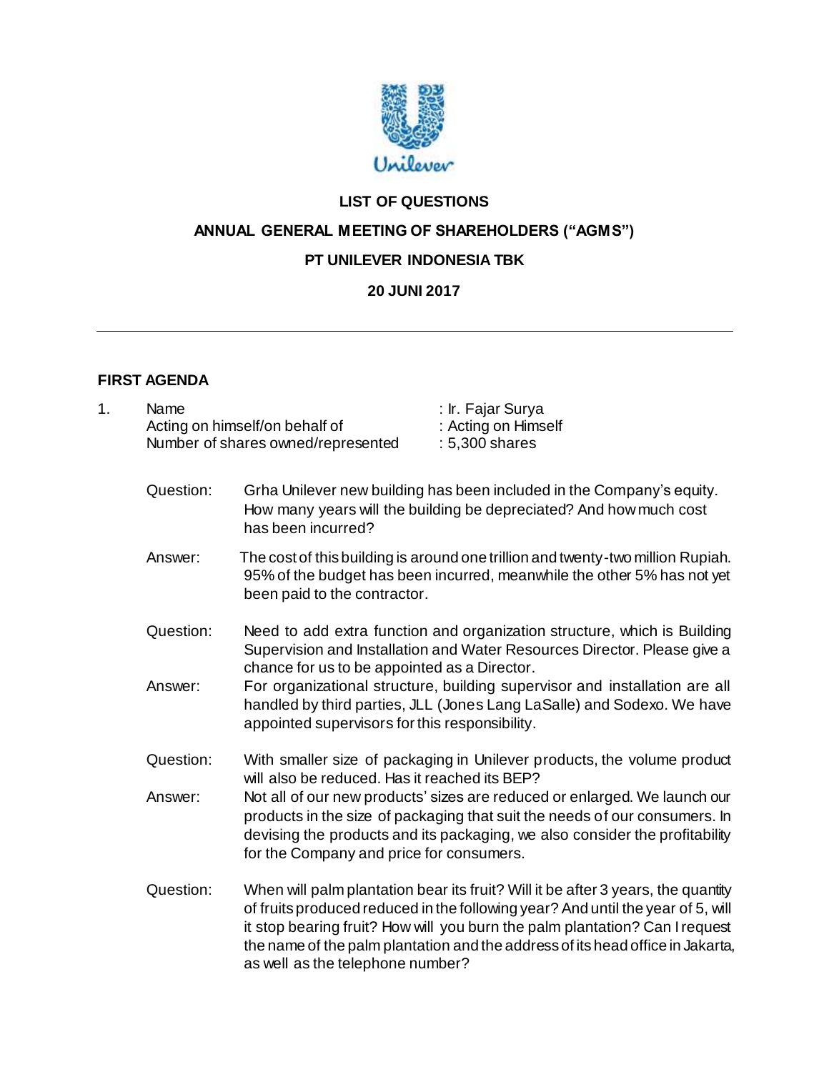# LIST OF QUESTIONS

## ANNUAL GENERAL MEETING OF SHAREHOLDERS ("AGMS")

## PT UNILEVER INDONESIA TBK

## 20 JUNI 2017

---

### FIRST AGENDA

1. Name : Ir. Fajar Surya
   Acting on himself/on behalf of : Acting on Himself
   Number of shares owned/represented : 5,300 shares

   Question: Grha Unilever new building has been included in the Company's equity. How many years will the building be depreciated? And how much cost has been incurred?

   Answer: The cost of this building is around one trillion and twenty-two million Rupiah. 95% of the budget has been incurred, meanwhile the other 5% has not yet been paid to the contractor.

   Question: Need to add extra function and organization structure, which is Building Supervision and Installation and Water Resources Director. Please give a chance for us to be appointed as a Director.

   Answer: For organizational structure, building supervisor and installation are all handled by third parties, JLL (Jones Lang LaSalle) and Sodexo. We have appointed supervisors for this responsibility.

   Question: With smaller size of packaging in Unilever products, the volume product will also be reduced. Has it reached its BEP?

   Answer: Not all of our new products' sizes are reduced or enlarged. We launch our products in the size of packaging that suit the needs of our consumers. In devising the products and its packaging, we also consider the profitability for the Company and price for consumers.

   Question: When will palm plantation bear its fruit? Will it be after 3 years, the quantity of fruits produced reduced in the following year? And until the year of 5, will it stop bearing fruit? How will you burn the palm plantation? Can I request the name of the palm plantation and the address of its head office in Jakarta, as well as the telephone number?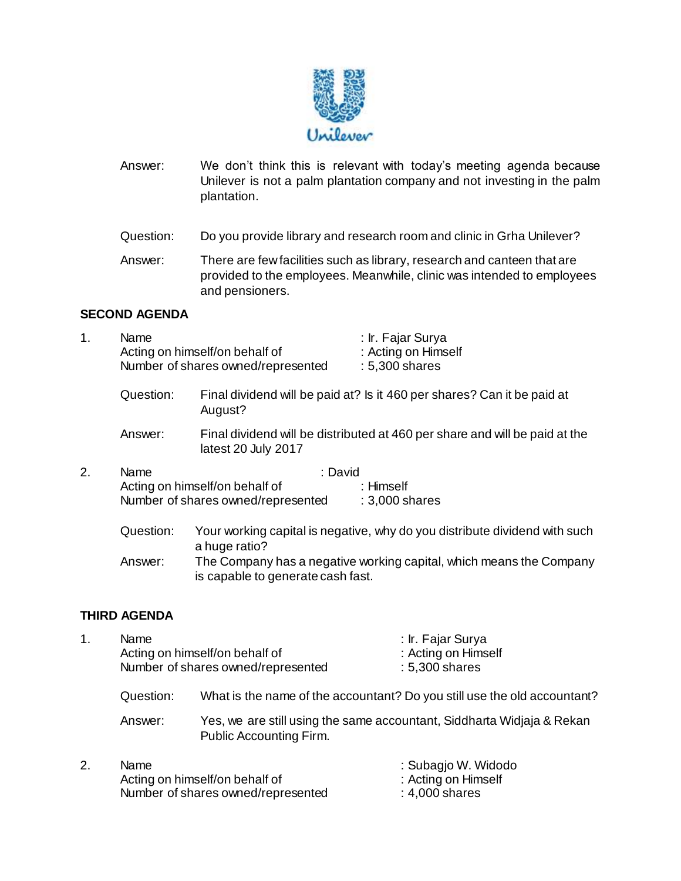Answer: We don't think this is relevant with today's meeting agenda because Unilever is not a palm plantation company and not investing in the palm plantation.

Question: Do you provide library and research room and clinic in Grha Unilever?

Answer: There are few facilities such as library, research and canteen that are provided to the employees. Meanwhile, clinic was intended to employees and pensioners.

**SECOND AGENDA**

1. Name : Ir. Fajar Surya
   Acting on himself/on behalf of : Acting on Himself
   Number of shares owned/represented : 5,300 shares

   Question: Final dividend will be paid at? Is it 460 per shares? Can it be paid at August?

   Answer: Final dividend will be distributed at 460 per share and will be paid at the latest 20 July 2017

2. Name : David
   Acting on himself/on behalf of : Himself
   Number of shares owned/represented : 3,000 shares

   Question: Your working capital is negative, why do you distribute dividend with such a huge ratio?

   Answer: The Company has a negative working capital, which means the Company is capable to generate cash fast.

**THIRD AGENDA**

1. Name : Ir. Fajar Surya
   Acting on himself/on behalf of : Acting on Himself
   Number of shares owned/represented : 5,300 shares

   Question: What is the name of the accountant? Do you still use the old accountant?

   Answer: Yes, we are still using the same accountant, Siddharta Widjaja & Rekan Public Accounting Firm.

2. Name : Subagjo W. Widodo
   Acting on himself/on behalf of : Acting on Himself
   Number of shares owned/represented : 4,000 shares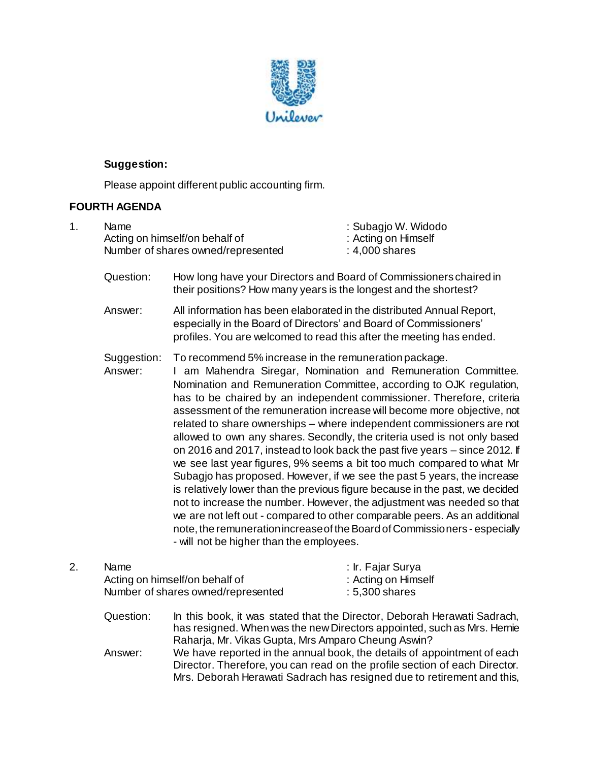**Suggestion:**

Please appoint different public accounting firm.

## FOURTH AGENDA

1. Name : Subagjo W. Widodo
   Acting on himself/on behalf of : Acting on Himself
   Number of shares owned/represented : 4,000 shares

   Question: How long have your Directors and Board of Commissioners chaired in their positions? How many years is the longest and the shortest?

   Answer: All information has been elaborated in the distributed Annual Report, especially in the Board of Directors' and Board of Commissioners' profiles. You are welcomed to read this after the meeting has ended.

   Suggestion: To recommend 5% increase in the remuneration package.

   Answer: I am Mahendra Siregar, Nomination and Remuneration Committee. Nomination and Remuneration Committee, according to OJK regulation, has to be chaired by an independent commissioner. Therefore, criteria assessment of the remuneration increase will become more objective, not related to share ownerships – where independent commissioners are not allowed to own any shares. Secondly, the criteria used is not only based on 2016 and 2017, instead to look back the past five years – since 2012. If we see last year figures, 9% seems a bit too much compared to what Mr Subagjo has proposed. However, if we see the past 5 years, the increase is relatively lower than the previous figure because in the past, we decided not to increase the number. However, the adjustment was needed so that we are not left out - compared to other comparable peers. As an additional note, the remuneration increase of the Board of Commissioners - especially - will not be higher than the employees.

2. Name : Ir. Fajar Surya
   Acting on himself/on behalf of : Acting on Himself
   Number of shares owned/represented : 5,300 shares

   Question: In this book, it was stated that the Director, Deborah Herawati Sadrach, has resigned. When was the new Directors appointed, such as Mrs. Hernie Raharja, Mr. Vikas Gupta, Mrs Amparo Cheung Aswin?

   Answer: We have reported in the annual book, the details of appointment of each Director. Therefore, you can read on the profile section of each Director. Mrs. Deborah Herawati Sadrach has resigned due to retirement and this,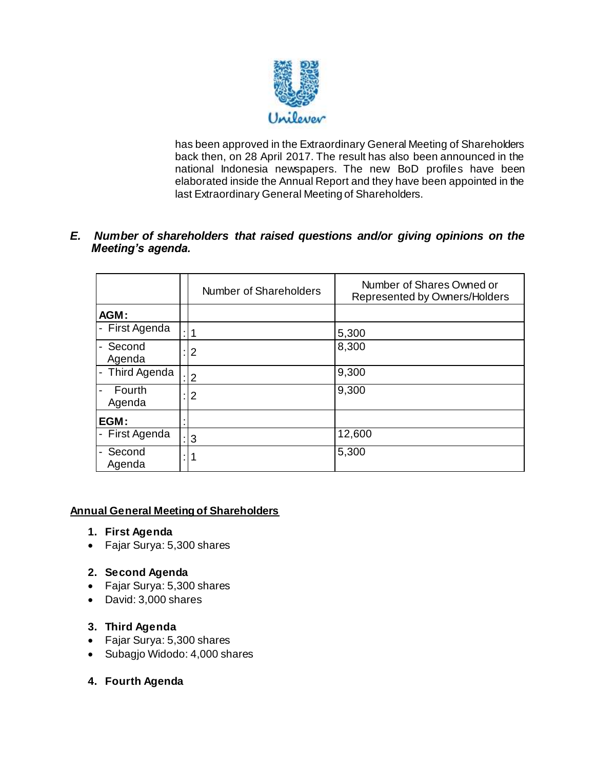has been approved in the Extraordinary General Meeting of Shareholders back then, on 28 April 2017. The result has also been announced in the national Indonesia newspapers. The new BoD profiles have been elaborated inside the Annual Report and they have been appointed in the last Extraordinary General Meeting of Shareholders.

### *E. Number of shareholders that raised questions and/or giving opinions on the Meeting's agenda.*

| | | Number of Shareholders | Number of Shares Owned or Represented by Owners/Holders |
|---|---|---|---|
| **AGM:** | | | |
| - First Agenda | : | 1 | 5,300 |
| - Second Agenda | : | 2 | 8,300 |
| - Third Agenda | : | 2 | 9,300 |
| - Fourth Agenda | : | 2 | 9,300 |
| **EGM:** | : | | |
| - First Agenda | : | 3 | 12,600 |
| - Second Agenda | : | 1 | 5,300 |

**Annual General Meeting of Shareholders**

1. **First Agenda**
- Fajar Surya: 5,300 shares

2. **Second Agenda**
- Fajar Surya: 5,300 shares
- David: 3,000 shares

3. **Third Agenda**
- Fajar Surya: 5,300 shares
- Subagjo Widodo: 4,000 shares

4. **Fourth Agenda**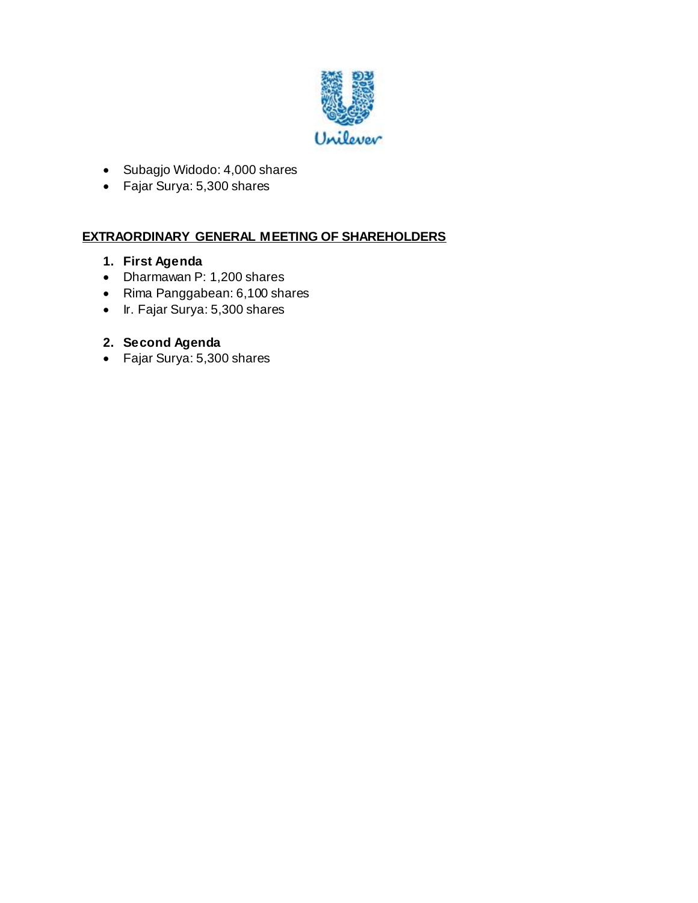- Subagjo Widodo: 4,000 shares
- Fajar Surya: 5,300 shares

## EXTRAORDINARY GENERAL MEETING OF SHAREHOLDERS

1. **First Agenda**

- Dharmawan P: 1,200 shares
- Rima Panggabean: 6,100 shares
- Ir. Fajar Surya: 5,300 shares

2. **Second Agenda**

- Fajar Surya: 5,300 shares